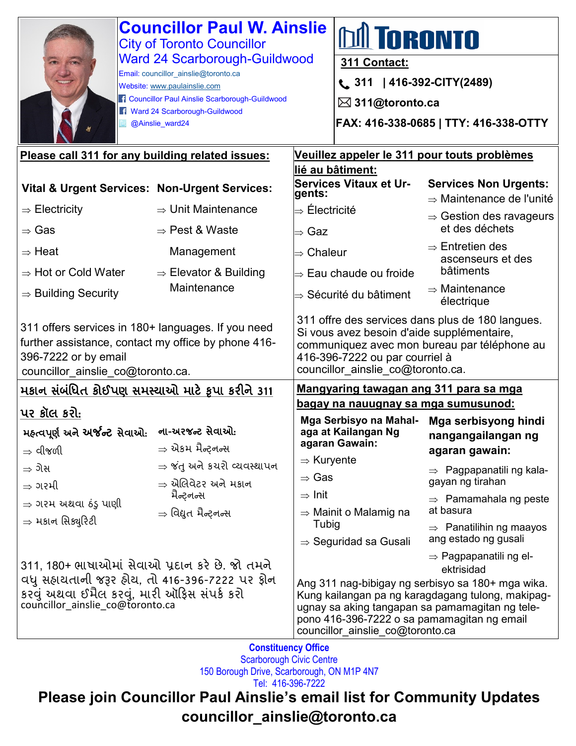# Councillor Paul W. Ainslie

City of Toronto Councillor

Ward 24 Scarborough-Guildwood

Email: councillor_ainslie@toronto.ca

Website: www.paulainslie.com

Councillor Paul Ainslie Scarborough-Guildwood

Ward 24 Scarborough-Guildwood

@Ainslie_ward24

**TORONTO**

**311 Contact:**

**311 | 416-392-CITY(2489)**

**311@toronto.ca**

**FAX: 416-338-0685 | TTY: 416-338-OTTY**

## Please call 311 for any building related issues:

**Vital & Urgent Services:**

- ⇒ Electricity
- ⇒ Gas
- ⇒ Heat
- ⇒ Hot or Cold Water
- ⇒ Building Security

**Non-Urgent Services:**

- ⇒ Unit Maintenance
- ⇒ Pest & Waste Management
- ⇒ Elevator & Building Maintenance

311 offers services in 180+ languages. If you need further assistance, contact my office by phone 416-396-7222 or by email councillor_ainslie_co@toronto.ca.

## Veuillez appeler le 311 pour touts problèmes lié au bâtiment:

**Services Vitaux et Urgents:**

- ⇒ Électricité
- ⇒ Gaz
- ⇒ Chaleur
- ⇒ Eau chaude ou froide
- ⇒ Sécurité du bâtiment

**Services Non Urgents:**

- ⇒ Maintenance de l'unité
- ⇒ Gestion des ravageurs et des déchets
- ⇒ Entretien des ascenseurs et des bâtiments
- ⇒ Maintenance électrique

311 offre des services dans plus de 180 langues. Si vous avez besoin d'aide supplémentaire, communiquez avec mon bureau par téléphone au 416-396-7222 ou par courriel à councillor_ainslie_co@toronto.ca.

## મકાન સંબંધિત કોઈપણ સમસ્યાઓ માટે કૃપા કરીને 311 પર કૉલ કરો:

**મહત્વપૂર્ણ અને અર્જન્ટ સેવાઓ:**

- ⇒ વીજળી
- ⇒ ગેસ
- ⇒ ગરમી
- ⇒ ગરમ અથવા ઠંડુ પાણી
- ⇒ મકાન સિક્યુરિટી

**ના-અરજન્ટ સેવાઓ:**

- ⇒ એકમ મૈન્ટનન્સ
- ⇒ જંતુ અને કચરો વ્યવસ્થાપન
- ⇒ એલિવેટર અને મકાન મૈન્ટનન્સ
- ⇒ વિદ્યુત મૈન્ટનન્સ

311, 180+ ભાષાઓમાં સેવાઓ પ્રદાન કરે છે. જો તમને વધુ સહાયતાની જરૂર હોય, તો 416-396-7222 પર ફોન કરવું અથવા ઈમૈલ કરવું, મારી ઑફિસ સંપર્ક કરો councillor_ainslie_co@toronto.ca

## Mangyaring tawagan ang 311 para sa mga bagay na nauugnay sa mga sumusunod:

**Mga Serbisyo na Mahalaga at Kailangan Ng agaran Gawain:**

- ⇒ Kuryente
- ⇒ Gas
- ⇒ Init
- ⇒ Mainit o Malamig na Tubig
- ⇒ Seguridad sa Gusali

**Mga serbisyong hindi nangangailangan ng agaran gawain:**

- ⇒ Pagpapanatili ng kalagayan ng tirahan
- ⇒ Pamamahala ng peste at basura
- ⇒ Panatilihin ng maayos ang estado ng gusali
- ⇒ Pagpapanatili ng elektrisidad

Ang 311 nag-bibigay ng serbisyo sa 180+ mga wika. Kung kailangan pa ng karagdagang tulong, makipag-ugnay sa aking tangapan sa pamamagitan ng telepono 416-396-7222 o sa pamamagitan ng email councillor_ainslie_co@toronto.ca

**Constituency Office**

Scarborough Civic Centre

150 Borough Drive, Scarborough, ON M1P 4N7

Tel: 416-396-7222

**Please join Councillor Paul Ainslie's email list for Community Updates councillor_ainslie@toronto.ca**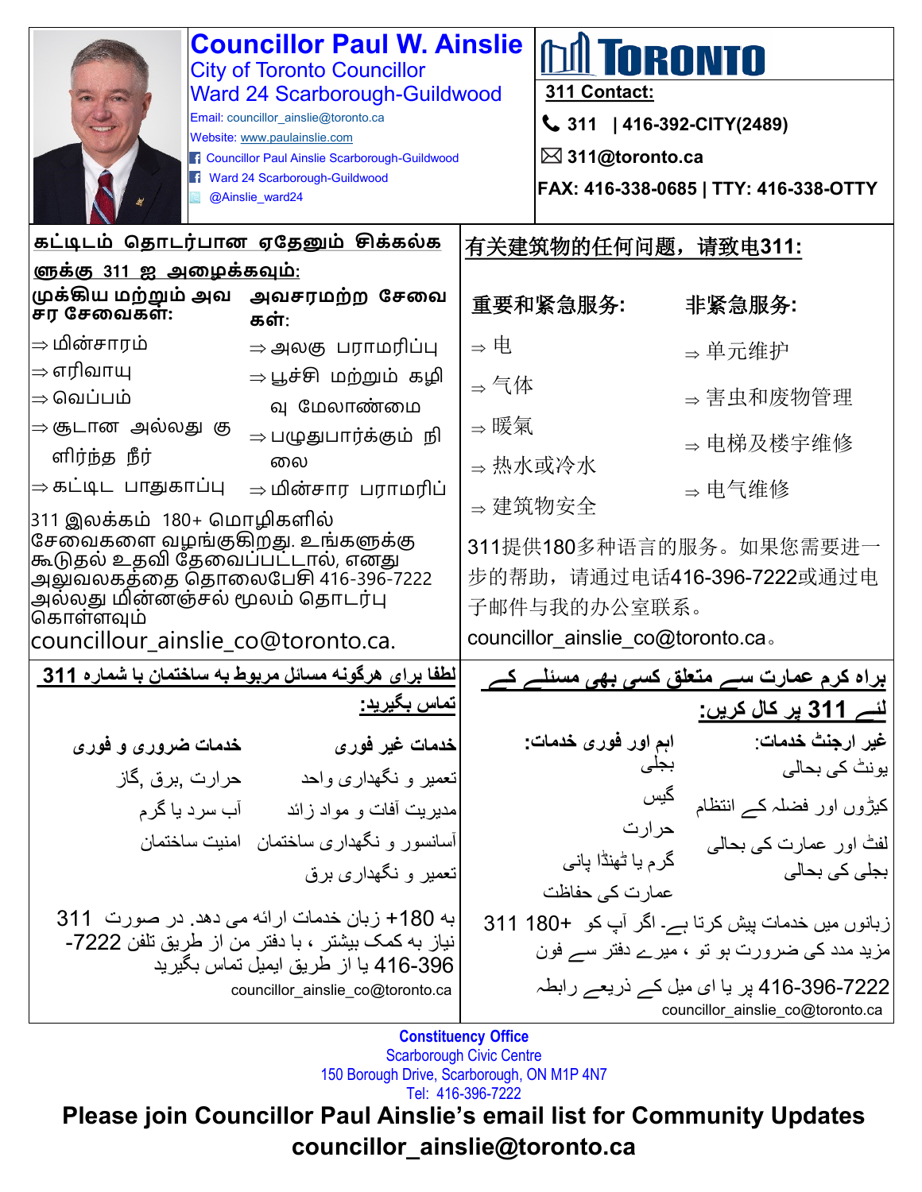# Councillor Paul W. Ainslie

City of Toronto Councillor

Ward 24 Scarborough-Guildwood

Email: councillor_ainslie@toronto.ca

Website: www.paulainslie.com

Councillor Paul Ainslie Scarborough-Guildwood

Ward 24 Scarborough-Guildwood

@Ainslie_ward24

**TORONTO**

**311 Contact:**

**311 | 416-392-CITY(2489)**

**311@toronto.ca**

**FAX: 416-338-0685 | TTY: 416-338-OTTY**

**கட்டிடம் தொடர்பான ஏதேனும் சிக்கல்களுக்கு 311 ஐ அழைக்கவும்:**

| முக்கிய மற்றும் அவசர சேவைகள்: | அவசரமற்ற சேவைகள்: |
|---|---|
| ⇒ மின்சாரம் | ⇒ அலகு பராமரிப்பு |
| ⇒ எரிவாயு | ⇒ பூச்சி மற்றும் கழிவு மேலாண்மை |
| ⇒ வெப்பம் | ⇒ பழுதுபார்க்கும் நிலை |
| ⇒ சூடான அல்லது குளிர்ந்த நீர் | ⇒ மின்சார பராமரிப் |
| ⇒ கட்டிட பாதுகாப்பு | |

311 இலக்கம் 180+ மொழிகளில் சேவைகளை வழங்குகிறது. உங்களுக்கு கூடுதல் உதவி தேவைப்பட்டால், எனது அலுவலகத்தை தொலைபேசி 416-396-7222 அல்லது மின்னஞ்சல் மூலம் தொடர்பு கொள்ளவும் councillour_ainslie_co@toronto.ca.

**有关建筑物的任何问题，请致电311:**

| 重要和紧急服务: | 非紧急服务: |
|---|---|
| ⇒ 电 | ⇒ 单元维护 |
| ⇒ 气体 | ⇒ 害虫和废物管理 |
| ⇒ 暖氣 | ⇒ 电梯及楼宇维修 |
| ⇒ 热水或冷水 | ⇒ 电气维修 |
| ⇒ 建筑物安全 | |

311提供180多种语言的服务。如果您需要进一步的帮助，请通过电话416-396-7222或通过电子邮件与我的办公室联系。

councillor_ainslie_co@toronto.ca。

**لطفا برای هرگونه مسائل مربوط به ساختمان با شماره 311 تماس بگیرید:**

| خدمات ضروری و فوری | خدمات غیر فوری |
|---|---|
| حرارت ,برق, گاز | تعمیر و نگهداری واحد |
| آب سرد یا گرم | مدیریت آفات و مواد زائد |
| امنیت ساختمان | آسانسور و نگهداری ساختمان |
| | تعمیر و نگهداری برق |

311 به 180+ زبان خدمات ارائه می دهد. در صورت نیاز به کمک بیشتر ، با دفتر من از طریق تلفن 7222-416-396 یا از طریق ایمیل تماس بگیرید councillor_ainslie_co@toronto.ca

**براہ کرم عمارت سے متعلق کسی بھی مسئلے کے لئے 311 پر کال کریں:**

| اہم اور فوری خدمات: | غیر ارجنٹ خدمات: |
|---|---|
| بجلی | یونٹ کی بحالی |
| گیس | کیڑوں اور فضلہ کے انتظام |
| حرارت | لفٹ اور عمارت کی بحالی |
| گرم یا ٹھنڈا پانی | بجلی کی بحالی |
| عمارت کی حفاظت | |

311 180+ زبانوں میں خدمات پیش کرتا ہے۔ اگر آپ کو مزید مدد کی ضرورت ہو تو ، میرے دفتر سے فون 416-396-7222 پر یا ای میل کے ذریعے رابطہ councillor_ainslie_co@toronto.ca

**Constituency Office**

Scarborough Civic Centre

150 Borough Drive, Scarborough, ON M1P 4N7

Tel: 416-396-7222

**Please join Councillor Paul Ainslie's email list for Community Updates**

**councillor_ainslie@toronto.ca**